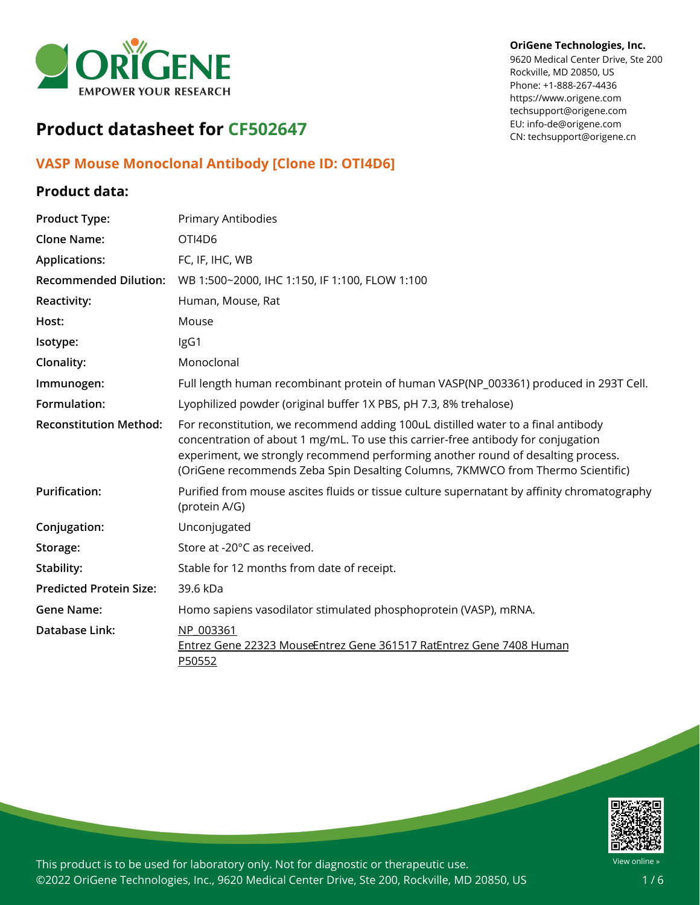OriGene Technologies, Inc.
9620 Medical Center Drive, Ste 200
Rockville, MD 20850, US
Phone: +1-888-267-4436
https://www.origene.com
techsupport@origene.com
EU: info-de@origene.com
CN: techsupport@origene.cn

# Product datasheet for CF502647

## VASP Mouse Monoclonal Antibody [Clone ID: OTI4D6]

### Product data:

| | |
|---|---|
| **Product Type:** | Primary Antibodies |
| **Clone Name:** | OTI4D6 |
| **Applications:** | FC, IF, IHC, WB |
| **Recommended Dilution:** | WB 1:500~2000, IHC 1:150, IF 1:100, FLOW 1:100 |
| **Reactivity:** | Human, Mouse, Rat |
| **Host:** | Mouse |
| **Isotype:** | IgG1 |
| **Clonality:** | Monoclonal |
| **Immunogen:** | Full length human recombinant protein of human VASP(NP_003361) produced in 293T Cell. |
| **Formulation:** | Lyophilized powder (original buffer 1X PBS, pH 7.3, 8% trehalose) |
| **Reconstitution Method:** | For reconstitution, we recommend adding 100uL distilled water to a final antibody concentration of about 1 mg/mL. To use this carrier-free antibody for conjugation experiment, we strongly recommend performing another round of desalting process. (OriGene recommends Zeba Spin Desalting Columns, 7KMWCO from Thermo Scientific) |
| **Purification:** | Purified from mouse ascites fluids or tissue culture supernatant by affinity chromatography (protein A/G) |
| **Conjugation:** | Unconjugated |
| **Storage:** | Store at -20°C as received. |
| **Stability:** | Stable for 12 months from date of receipt. |
| **Predicted Protein Size:** | 39.6 kDa |
| **Gene Name:** | Homo sapiens vasodilator stimulated phosphoprotein (VASP), mRNA. |
| **Database Link:** | NP_003361<br>Entrez Gene 22323 MouseEntrez Gene 361517 RatEntrez Gene 7408 Human<br>P50552 |

This product is to be used for laboratory only. Not for diagnostic or therapeutic use.
©2022 OriGene Technologies, Inc., 9620 Medical Center Drive, Ste 200, Rockville, MD 20850, US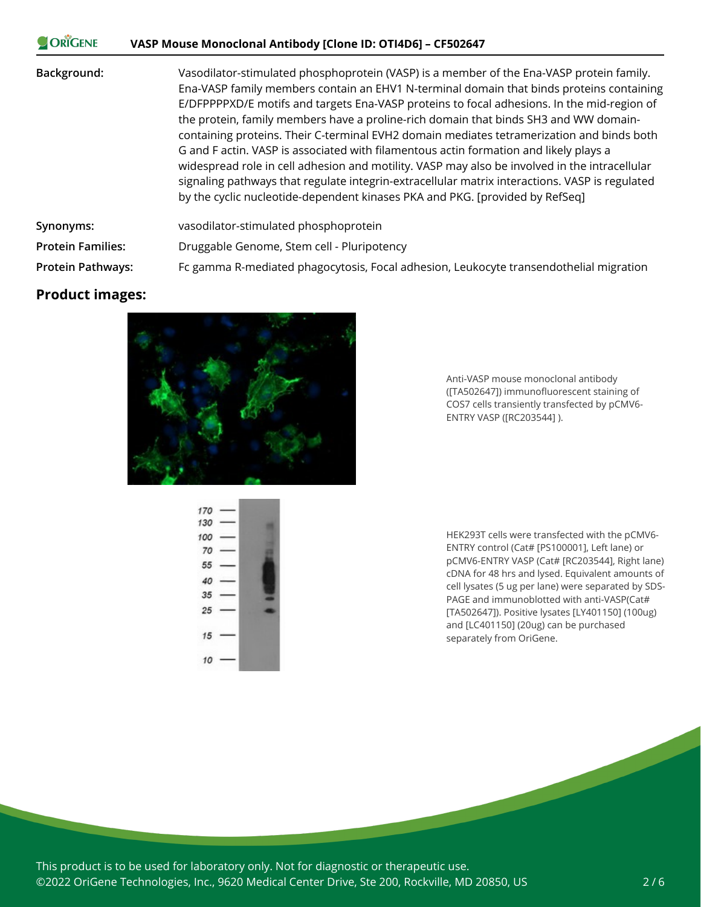| | |
|---|---|
| **Background:** | Vasodilator-stimulated phosphoprotein (VASP) is a member of the Ena-VASP protein family. Ena-VASP family members contain an EHV1 N-terminal domain that binds proteins containing E/DFPPPPXD/E motifs and targets Ena-VASP proteins to focal adhesions. In the mid-region of the protein, family members have a proline-rich domain that binds SH3 and WW domain-containing proteins. Their C-terminal EVH2 domain mediates tetramerization and binds both G and F actin. VASP is associated with filamentous actin formation and likely plays a widespread role in cell adhesion and motility. VASP may also be involved in the intracellular signaling pathways that regulate integrin-extracellular matrix interactions. VASP is regulated by the cyclic nucleotide-dependent kinases PKA and PKG. [provided by RefSeq] |
| **Synonyms:** | vasodilator-stimulated phosphoprotein |
| **Protein Families:** | Druggable Genome, Stem cell - Pluripotency |
| **Protein Pathways:** | Fc gamma R-mediated phagocytosis, Focal adhesion, Leukocyte transendothelial migration |

## Product images:

Anti-VASP mouse monoclonal antibody ([TA502647]) immunofluorescent staining of COS7 cells transiently transfected by pCMV6-ENTRY VASP ([RC203544] ).

HEK293T cells were transfected with the pCMV6-ENTRY control (Cat# [PS100001], Left lane) or pCMV6-ENTRY VASP (Cat# [RC203544], Right lane) cDNA for 48 hrs and lysed. Equivalent amounts of cell lysates (5 ug per lane) were separated by SDS-PAGE and immunoblotted with anti-VASP(Cat# [TA502647]). Positive lysates [LY401150] (100ug) and [LC401150] (20ug) can be purchased separately from OriGene.

This product is to be used for laboratory only. Not for diagnostic or therapeutic use.
©2022 OriGene Technologies, Inc., 9620 Medical Center Drive, Ste 200, Rockville, MD 20850, US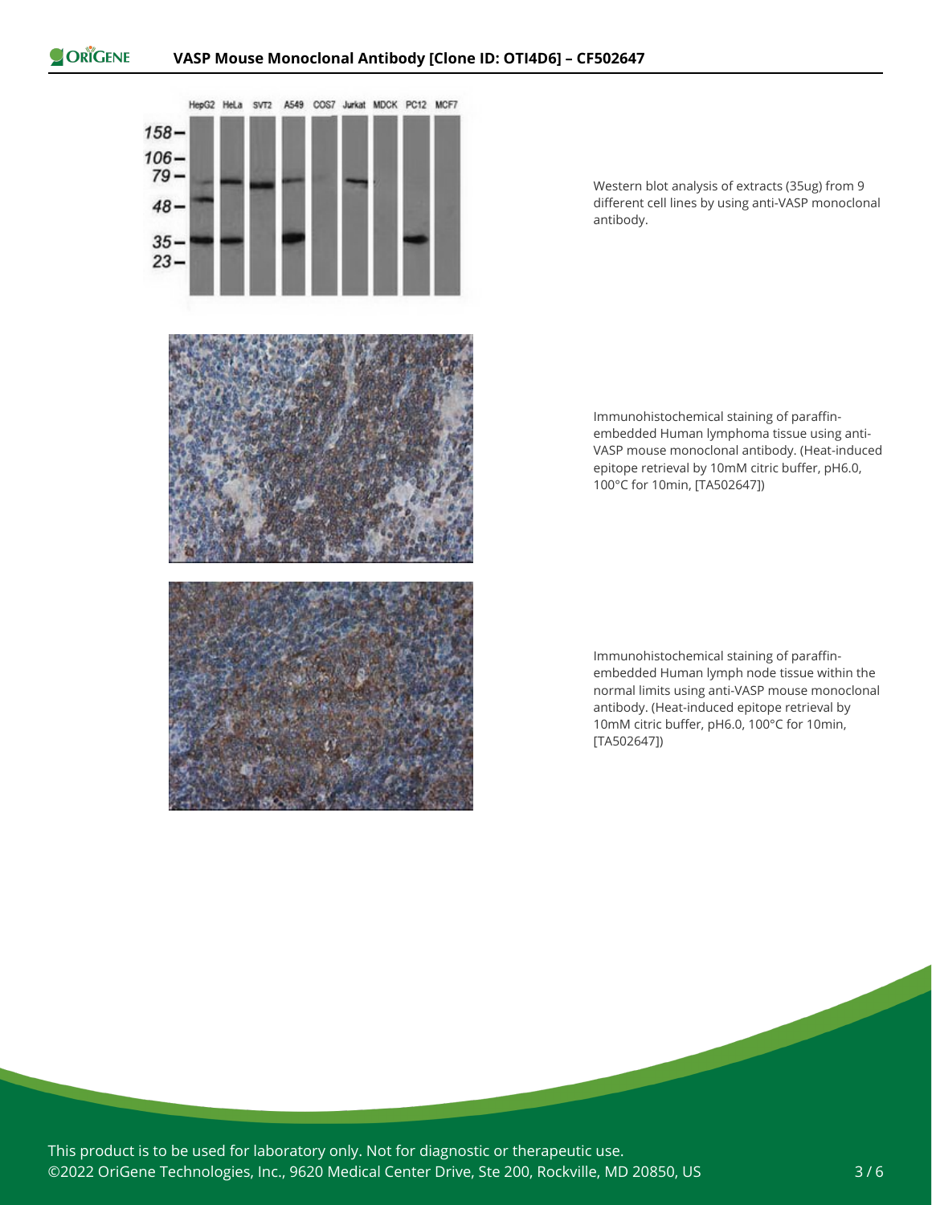Western blot analysis of extracts (35ug) from 9 different cell lines by using anti-VASP monoclonal antibody.

Immunohistochemical staining of paraffin-embedded Human lymphoma tissue using anti-VASP mouse monoclonal antibody. (Heat-induced epitope retrieval by 10mM citric buffer, pH6.0, 100°C for 10min, [TA502647])

Immunohistochemical staining of paraffin-embedded Human lymph node tissue within the normal limits using anti-VASP mouse monoclonal antibody. (Heat-induced epitope retrieval by 10mM citric buffer, pH6.0, 100°C for 10min, [TA502647])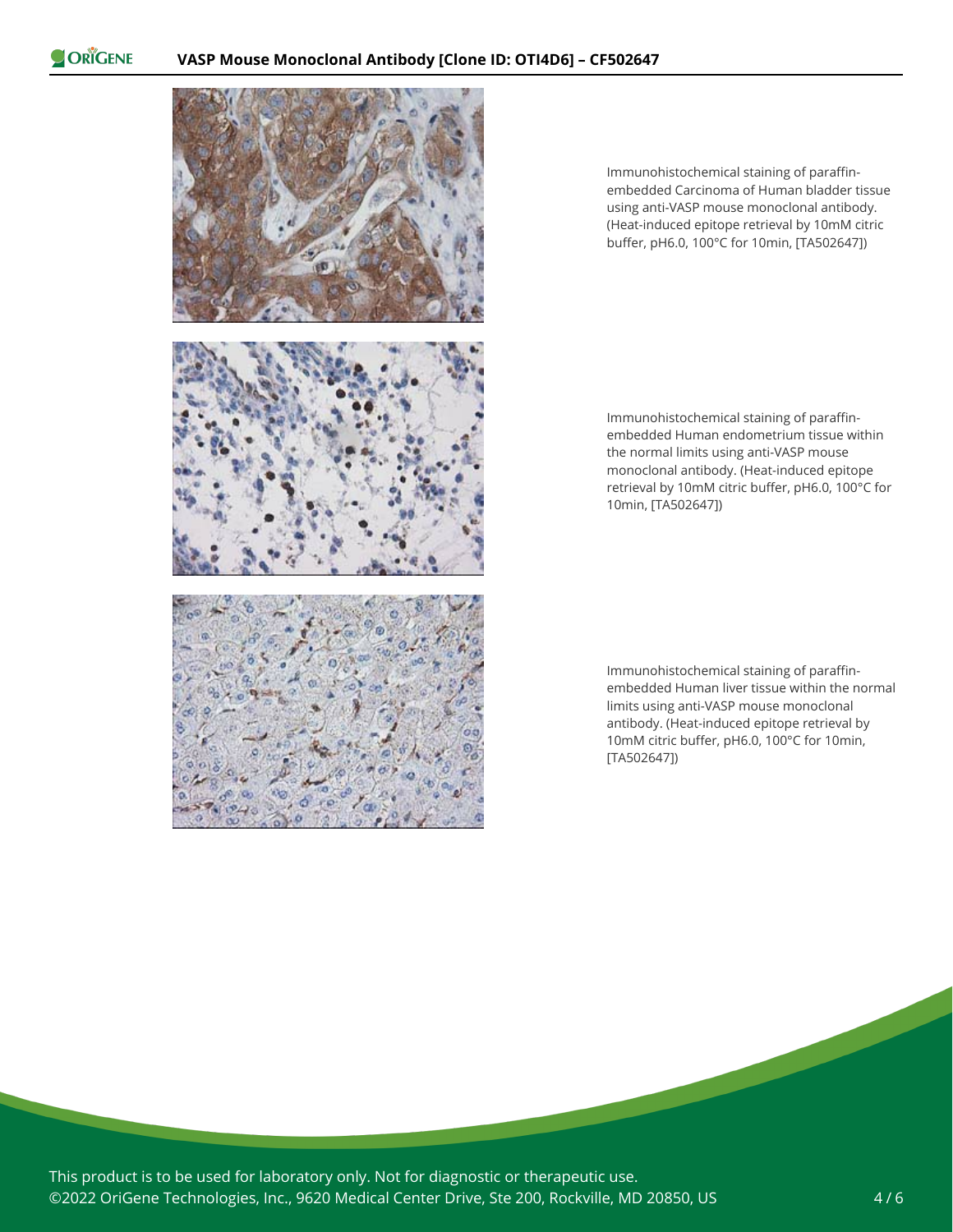Immunohistochemical staining of paraffin-embedded Carcinoma of Human bladder tissue using anti-VASP mouse monoclonal antibody. (Heat-induced epitope retrieval by 10mM citric buffer, pH6.0, 100°C for 10min, [TA502647])

Immunohistochemical staining of paraffin-embedded Human endometrium tissue within the normal limits using anti-VASP mouse monoclonal antibody. (Heat-induced epitope retrieval by 10mM citric buffer, pH6.0, 100°C for 10min, [TA502647])

Immunohistochemical staining of paraffin-embedded Human liver tissue within the normal limits using anti-VASP mouse monoclonal antibody. (Heat-induced epitope retrieval by 10mM citric buffer, pH6.0, 100°C for 10min, [TA502647])

This product is to be used for laboratory only. Not for diagnostic or therapeutic use.
©2022 OriGene Technologies, Inc., 9620 Medical Center Drive, Ste 200, Rockville, MD 20850, US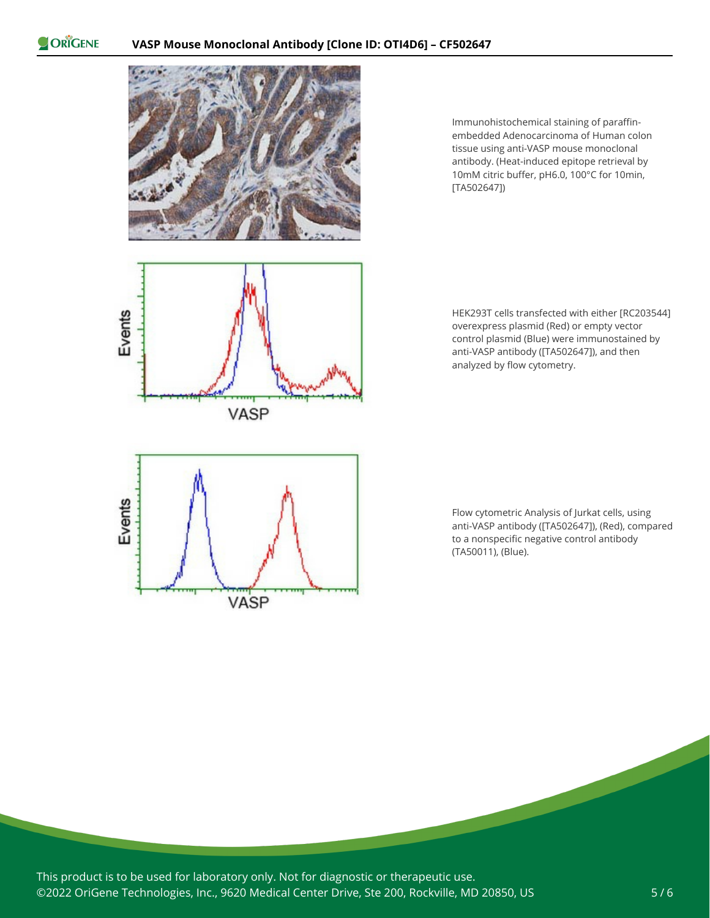Immunohistochemical staining of paraffin-embedded Adenocarcinoma of Human colon tissue using anti-VASP mouse monoclonal antibody. (Heat-induced epitope retrieval by 10mM citric buffer, pH6.0, 100°C for 10min, [TA502647])

HEK293T cells transfected with either [RC203544] overexpress plasmid (Red) or empty vector control plasmid (Blue) were immunostained by anti-VASP antibody ([TA502647]), and then analyzed by flow cytometry.

Flow cytometric Analysis of Jurkat cells, using anti-VASP antibody ([TA502647]), (Red), compared to a nonspecific negative control antibody (TA50011), (Blue).

This product is to be used for laboratory only. Not for diagnostic or therapeutic use.
©2022 OriGene Technologies, Inc., 9620 Medical Center Drive, Ste 200, Rockville, MD 20850, US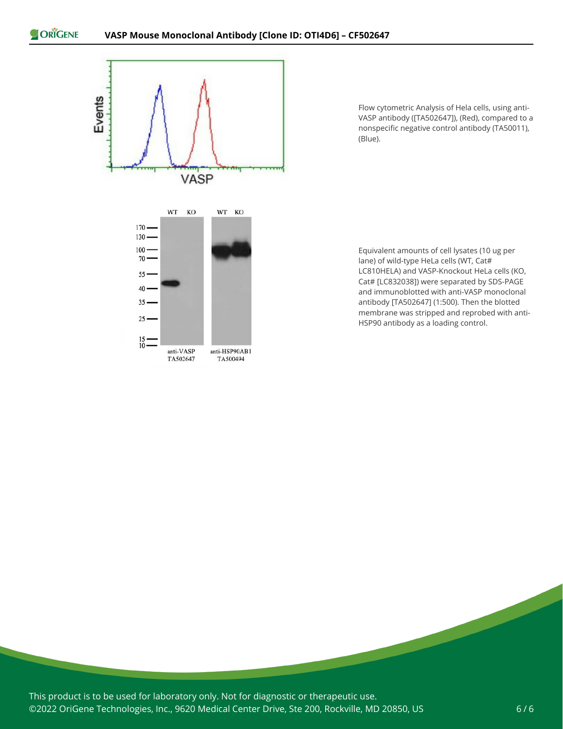Events

VASP

Flow cytometric Analysis of Hela cells, using anti-VASP antibody ([TA502647]), (Red), compared to a nonspecific negative control antibody (TA50011), (Blue).

WT KO WT KO

170
130
100
70
55
40
35
25
15
10

anti-VASP
TA502647

anti-HSP90AB1
TA500494

Equivalent amounts of cell lysates (10 ug per lane) of wild-type HeLa cells (WT, Cat# LC810HELA) and VASP-Knockout HeLa cells (KO, Cat# [LC832038]) were separated by SDS-PAGE and immunoblotted with anti-VASP monoclonal antibody [TA502647] (1:500). Then the blotted membrane was stripped and reprobed with anti-HSP90 antibody as a loading control.